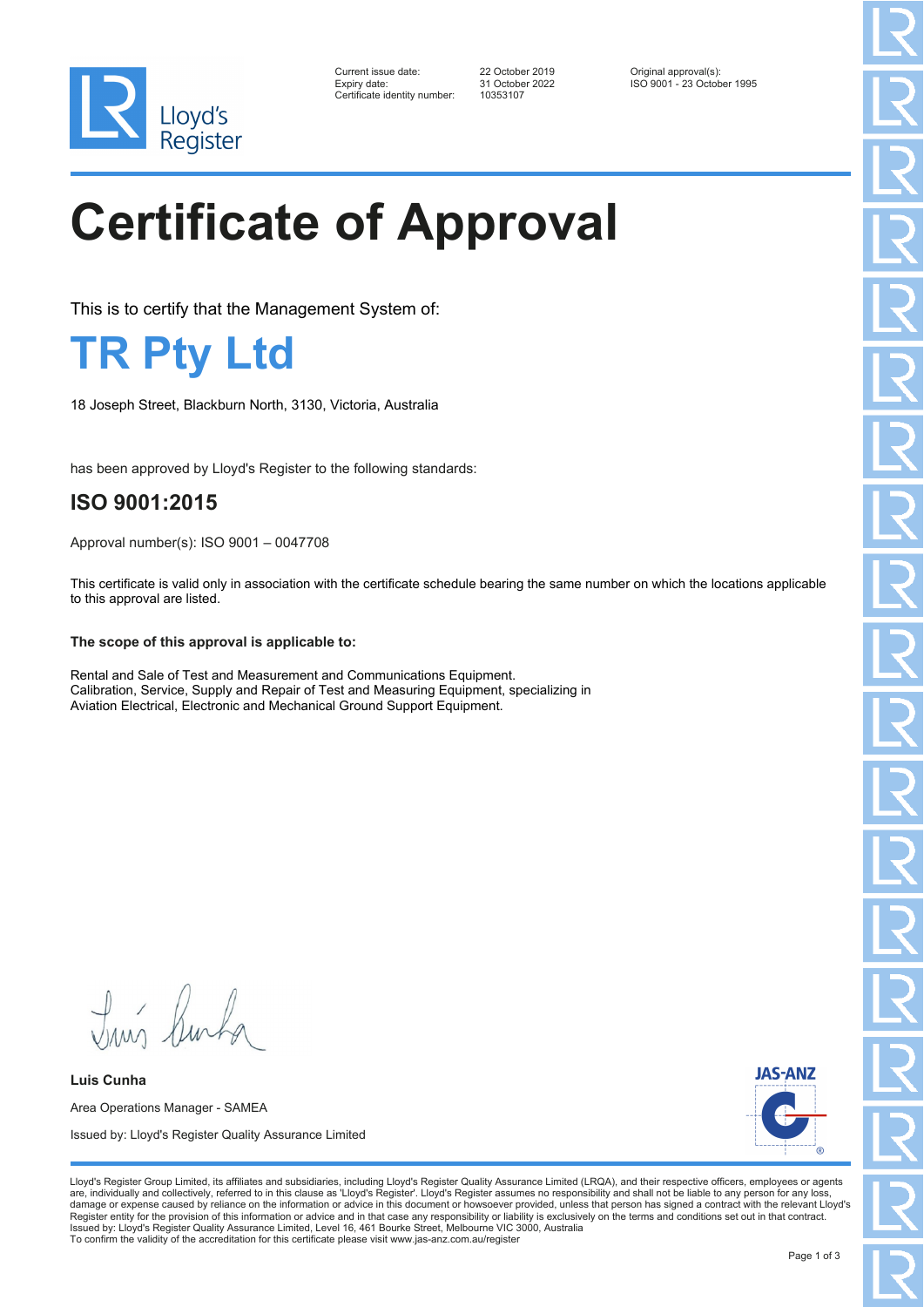Current issue date: 22 October 2019
Expiry date: 31 October 2022
Certificate identity number: 10353107

Original approval(s):
ISO 9001 - 23 October 1995

# Certificate of Approval

This is to certify that the Management System of:

## TR Pty Ltd

18 Joseph Street, Blackburn North, 3130, Victoria, Australia

has been approved by Lloyd's Register to the following standards:

### ISO 9001:2015

Approval number(s): ISO 9001 – 0047708

This certificate is valid only in association with the certificate schedule bearing the same number on which the locations applicable to this approval are listed.

**The scope of this approval is applicable to:**

Rental and Sale of Test and Measurement and Communications Equipment.
Calibration, Service, Supply and Repair of Test and Measuring Equipment, specializing in Aviation Electrical, Electronic and Mechanical Ground Support Equipment.

**Luis Cunha**

Area Operations Manager - SAMEA

Issued by: Lloyd's Register Quality Assurance Limited

Lloyd's Register Group Limited, its affiliates and subsidiaries, including Lloyd's Register Quality Assurance Limited (LRQA), and their respective officers, employees or agents are, individually and collectively, referred to in this clause as 'Lloyd's Register'. Lloyd's Register assumes no responsibility and shall not be liable to any person for any loss, damage or expense caused by reliance on the information or advice in this document or howsoever provided, unless that person has signed a contract with the relevant Lloyd's Register entity for the provision of this information or advice and in that case any responsibility or liability is exclusively on the terms and conditions set out in that contract.
Issued by: Lloyd's Register Quality Assurance Limited, Level 16, 461 Bourke Street, Melbourne VIC 3000, Australia
To confirm the validity of the accreditation for this certificate please visit www.jas-anz.com.au/register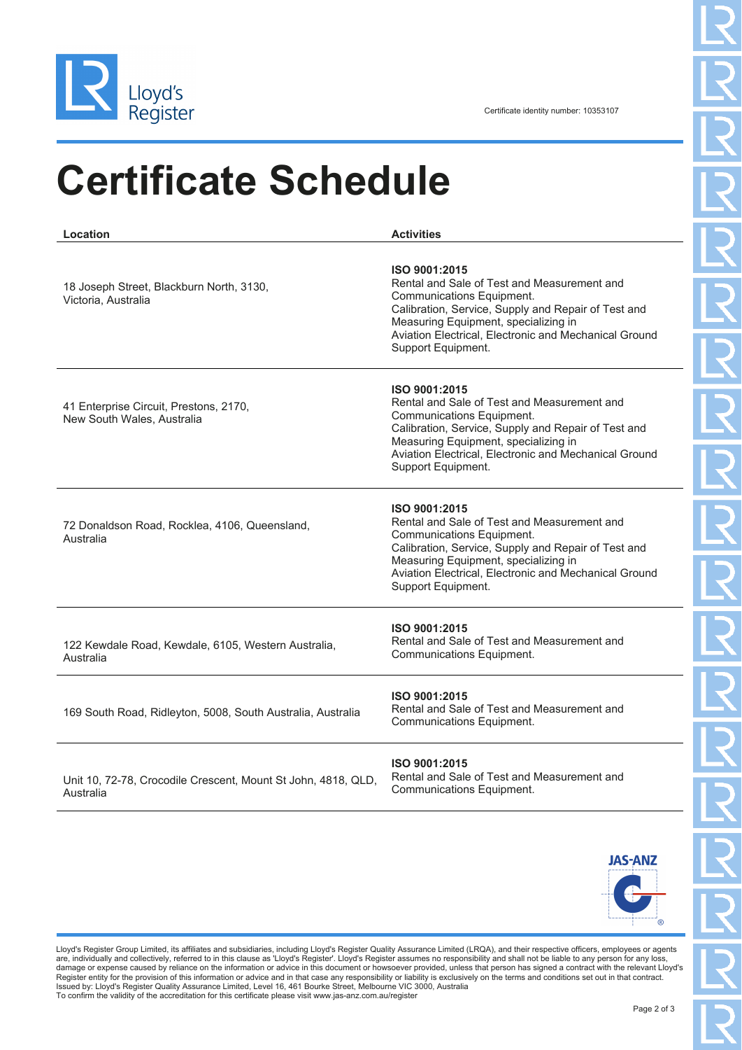Certificate identity number: 10353107

# Certificate Schedule

| Location | Activities |
|---|---|
| 18 Joseph Street, Blackburn North, 3130, Victoria, Australia | **ISO 9001:2015** Rental and Sale of Test and Measurement and Communications Equipment. Calibration, Service, Supply and Repair of Test and Measuring Equipment, specializing in Aviation Electrical, Electronic and Mechanical Ground Support Equipment. |
| 41 Enterprise Circuit, Prestons, 2170, New South Wales, Australia | **ISO 9001:2015** Rental and Sale of Test and Measurement and Communications Equipment. Calibration, Service, Supply and Repair of Test and Measuring Equipment, specializing in Aviation Electrical, Electronic and Mechanical Ground Support Equipment. |
| 72 Donaldson Road, Rocklea, 4106, Queensland, Australia | **ISO 9001:2015** Rental and Sale of Test and Measurement and Communications Equipment. Calibration, Service, Supply and Repair of Test and Measuring Equipment, specializing in Aviation Electrical, Electronic and Mechanical Ground Support Equipment. |
| 122 Kewdale Road, Kewdale, 6105, Western Australia, Australia | **ISO 9001:2015** Rental and Sale of Test and Measurement and Communications Equipment. |
| 169 South Road, Ridleyton, 5008, South Australia, Australia | **ISO 9001:2015** Rental and Sale of Test and Measurement and Communications Equipment. |
| Unit 10, 72-78, Crocodile Crescent, Mount St John, 4818, QLD, Australia | **ISO 9001:2015** Rental and Sale of Test and Measurement and Communications Equipment. |

Lloyd's Register Group Limited, its affiliates and subsidiaries, including Lloyd's Register Quality Assurance Limited (LRQA), and their respective officers, employees or agents are, individually and collectively, referred to in this clause as 'Lloyd's Register'. Lloyd's Register assumes no responsibility and shall not be liable to any person for any loss, damage or expense caused by reliance on the information or advice in this document or howsoever provided, unless that person has signed a contract with the relevant Lloyd's Register entity for the provision of this information or advice and in that case any responsibility or liability is exclusively on the terms and conditions set out in that contract.
Issued by: Lloyd's Register Quality Assurance Limited, Level 16, 461 Bourke Street, Melbourne VIC 3000, Australia
To confirm the validity of the accreditation for this certificate please visit www.jas-anz.com.au/register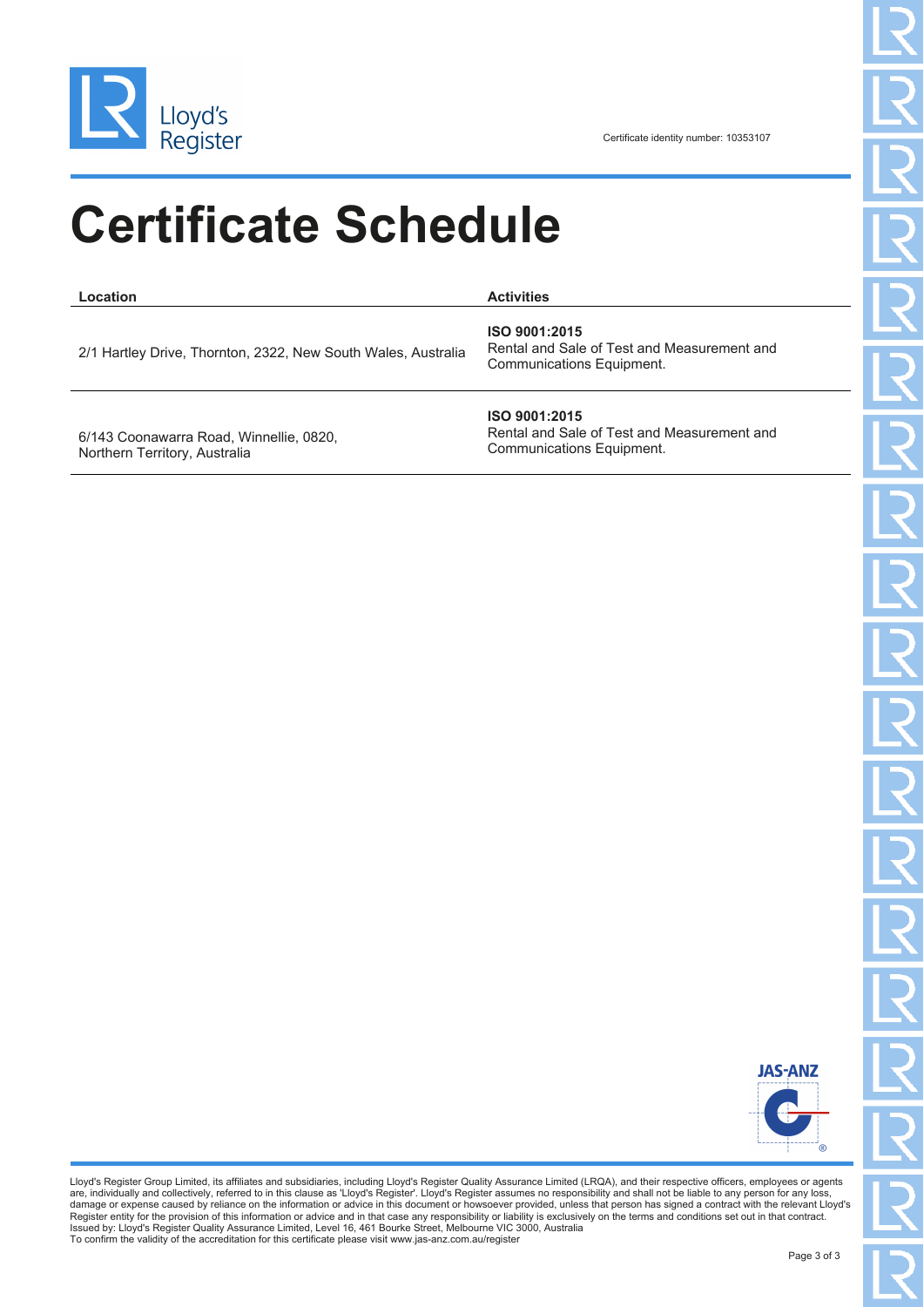Certificate identity number: 10353107

# Certificate Schedule

| Location | Activities |
|---|---|
| 2/1 Hartley Drive, Thornton, 2322, New South Wales, Australia | **ISO 9001:2015** Rental and Sale of Test and Measurement and Communications Equipment. |
| 6/143 Coonawarra Road, Winnellie, 0820, Northern Territory, Australia | **ISO 9001:2015** Rental and Sale of Test and Measurement and Communications Equipment. |

Lloyd's Register Group Limited, its affiliates and subsidiaries, including Lloyd's Register Quality Assurance Limited (LRQA), and their respective officers, employees or agents are, individually and collectively, referred to in this clause as 'Lloyd's Register'. Lloyd's Register assumes no responsibility and shall not be liable to any person for any loss, damage or expense caused by reliance on the information or advice in this document or howsoever provided, unless that person has signed a contract with the relevant Lloyd's Register entity for the provision of this information or advice and in that case any responsibility or liability is exclusively on the terms and conditions set out in that contract.
Issued by: Lloyd's Register Quality Assurance Limited, Level 16, 461 Bourke Street, Melbourne VIC 3000, Australia
To confirm the validity of the accreditation for this certificate please visit www.jas-anz.com.au/register